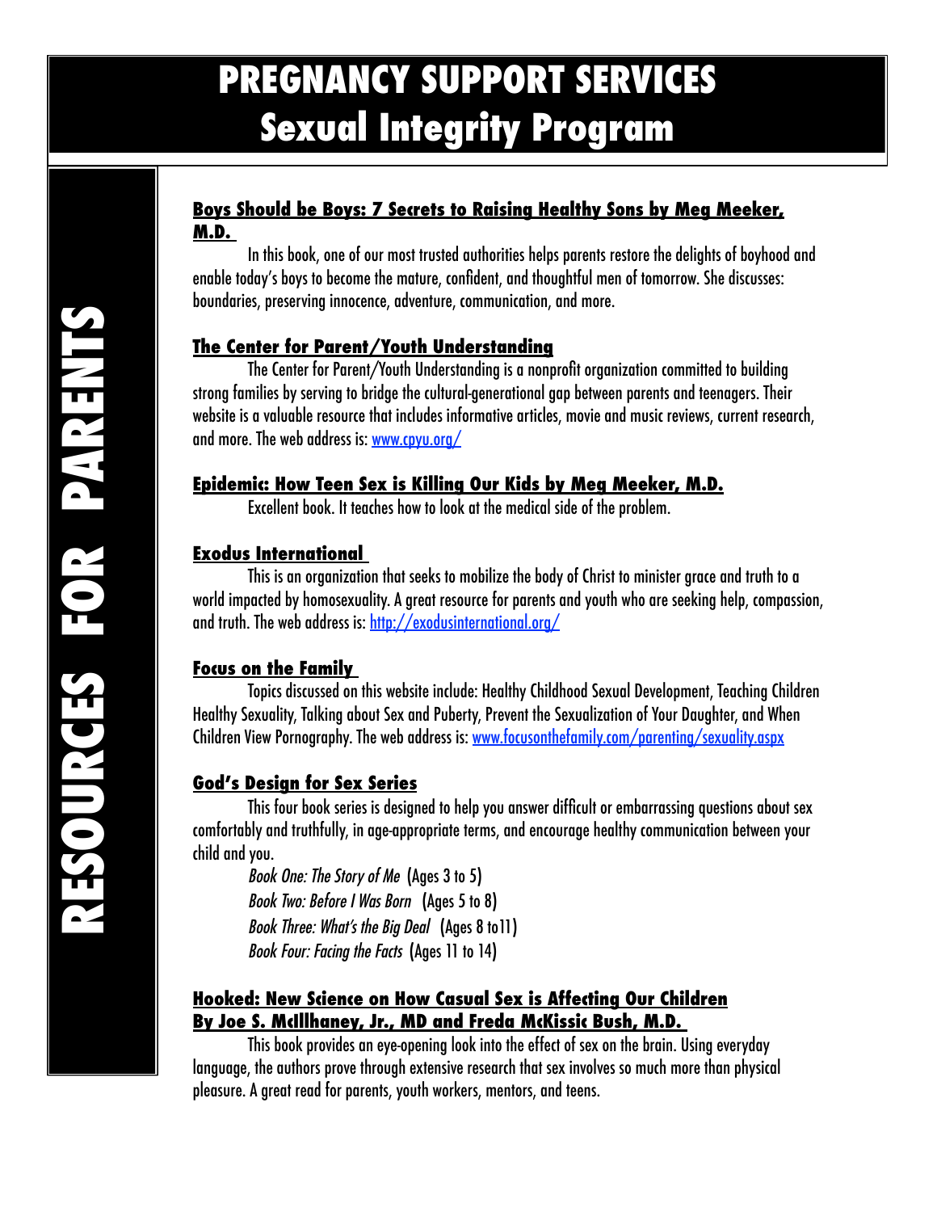# PREGNANCY SUPPORT SERVICES
# Sexual Integrity Program

## RESOURCES FOR PARENTS

### Boys Should be Boys: 7 Secrets to Raising Healthy Sons by Meg Meeker, M.D.

In this book, one of our most trusted authorities helps parents restore the delights of boyhood and enable today's boys to become the mature, confident, and thoughtful men of tomorrow. She discusses: boundaries, preserving innocence, adventure, communication, and more.

### The Center for Parent/Youth Understanding

The Center for Parent/Youth Understanding is a nonprofit organization committed to building strong families by serving to bridge the cultural-generational gap between parents and teenagers. Their website is a valuable resource that includes informative articles, movie and music reviews, current research, and more. The web address is: www.cpyu.org/

### Epidemic: How Teen Sex is Killing Our Kids by Meg Meeker, M.D.

Excellent book. It teaches how to look at the medical side of the problem.

### Exodus International

This is an organization that seeks to mobilize the body of Christ to minister grace and truth to a world impacted by homosexuality. A great resource for parents and youth who are seeking help, compassion, and truth. The web address is: http://exodusinternational.org/

### Focus on the Family

Topics discussed on this website include: Healthy Childhood Sexual Development, Teaching Children Healthy Sexuality, Talking about Sex and Puberty, Prevent the Sexualization of Your Daughter, and When Children View Pornography. The web address is: www.focusonthefamily.com/parenting/sexuality.aspx

### God's Design for Sex Series

This four book series is designed to help you answer difficult or embarrassing questions about sex comfortably and truthfully, in age-appropriate terms, and encourage healthy communication between your child and you.

*Book One: The Story of Me* (Ages 3 to 5)
*Book Two: Before I Was Born* (Ages 5 to 8)
*Book Three: What's the Big Deal* (Ages 8 to11)
*Book Four: Facing the Facts* (Ages 11 to 14)

### Hooked: New Science on How Casual Sex is Affecting Our Children By Joe S. McIlhaney, Jr., MD and Freda McKissic Bush, M.D.

This book provides an eye-opening look into the effect of sex on the brain. Using everyday language, the authors prove through extensive research that sex involves so much more than physical pleasure. A great read for parents, youth workers, mentors, and teens.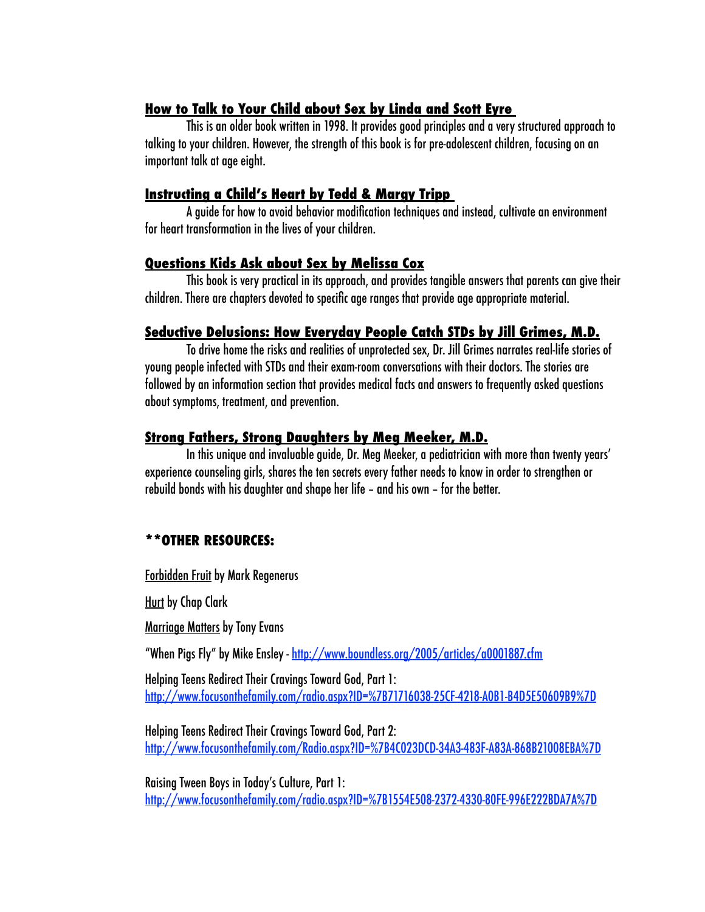**How to Talk to Your Child about Sex by Linda and Scott Eyre**

This is an older book written in 1998. It provides good principles and a very structured approach to talking to your children. However, the strength of this book is for pre-adolescent children, focusing on an important talk at age eight.

**Instructing a Child's Heart by Tedd & Margy Tripp**

A guide for how to avoid behavior modification techniques and instead, cultivate an environment for heart transformation in the lives of your children.

**Questions Kids Ask about Sex by Melissa Cox**

This book is very practical in its approach, and provides tangible answers that parents can give their children. There are chapters devoted to specific age ranges that provide age appropriate material.

**Seductive Delusions: How Everyday People Catch STDs by Jill Grimes, M.D.**

To drive home the risks and realities of unprotected sex, Dr. Jill Grimes narrates real-life stories of young people infected with STDs and their exam-room conversations with their doctors. The stories are followed by an information section that provides medical facts and answers to frequently asked questions about symptoms, treatment, and prevention.

**Strong Fathers, Strong Daughters by Meg Meeker, M.D.**

In this unique and invaluable guide, Dr. Meg Meeker, a pediatrician with more than twenty years' experience counseling girls, shares the ten secrets every father needs to know in order to strengthen or rebuild bonds with his daughter and shape her life – and his own – for the better.

**\*\*OTHER RESOURCES:**

Forbidden Fruit by Mark Regenerus

Hurt by Chap Clark

Marriage Matters by Tony Evans

"When Pigs Fly" by Mike Ensley - http://www.boundless.org/2005/articles/a0001887.cfm

Helping Teens Redirect Their Cravings Toward God, Part 1:
http://www.focusonthefamily.com/radio.aspx?ID=%7B71716038-25CF-4218-A0B1-B4D5E50609B9%7D

Helping Teens Redirect Their Cravings Toward God, Part 2:
http://www.focusonthefamily.com/Radio.aspx?ID=%7B4C023DCD-34A3-483F-A83A-868B21008EBA%7D

Raising Tween Boys in Today's Culture, Part 1:
http://www.focusonthefamily.com/radio.aspx?ID=%7B1554E508-2372-4330-80FE-996E222BDA7A%7D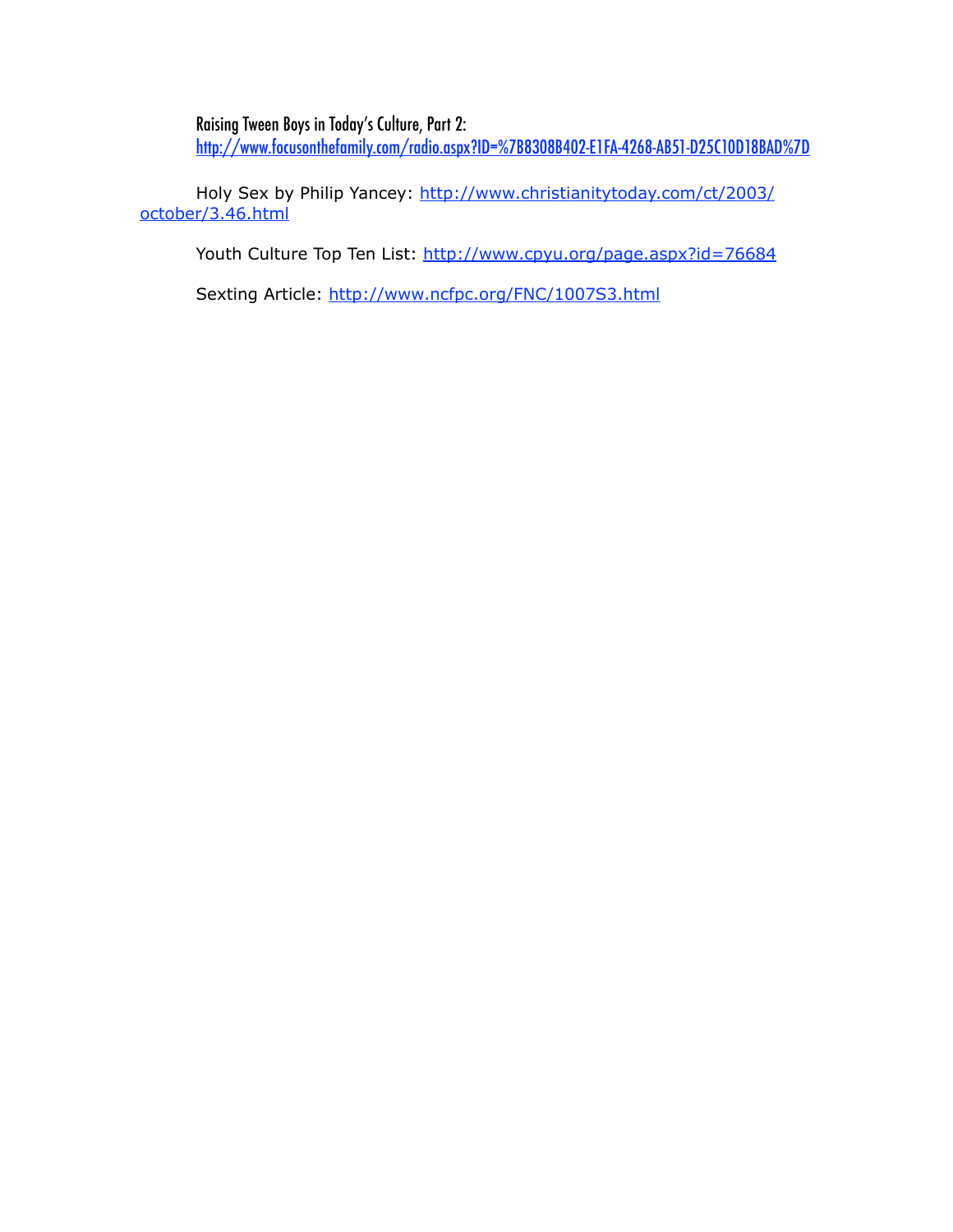Raising Tween Boys in Today's Culture, Part 2:
http://www.focusonthefamily.com/radio.aspx?ID=%7B8308B402-E1FA-4268-AB51-D25C10D18BAD%7D

Holy Sex by Philip Yancey: http://www.christianitytoday.com/ct/2003/october/3.46.html

Youth Culture Top Ten List: http://www.cpyu.org/page.aspx?id=76684

Sexting Article: http://www.ncfpc.org/FNC/1007S3.html